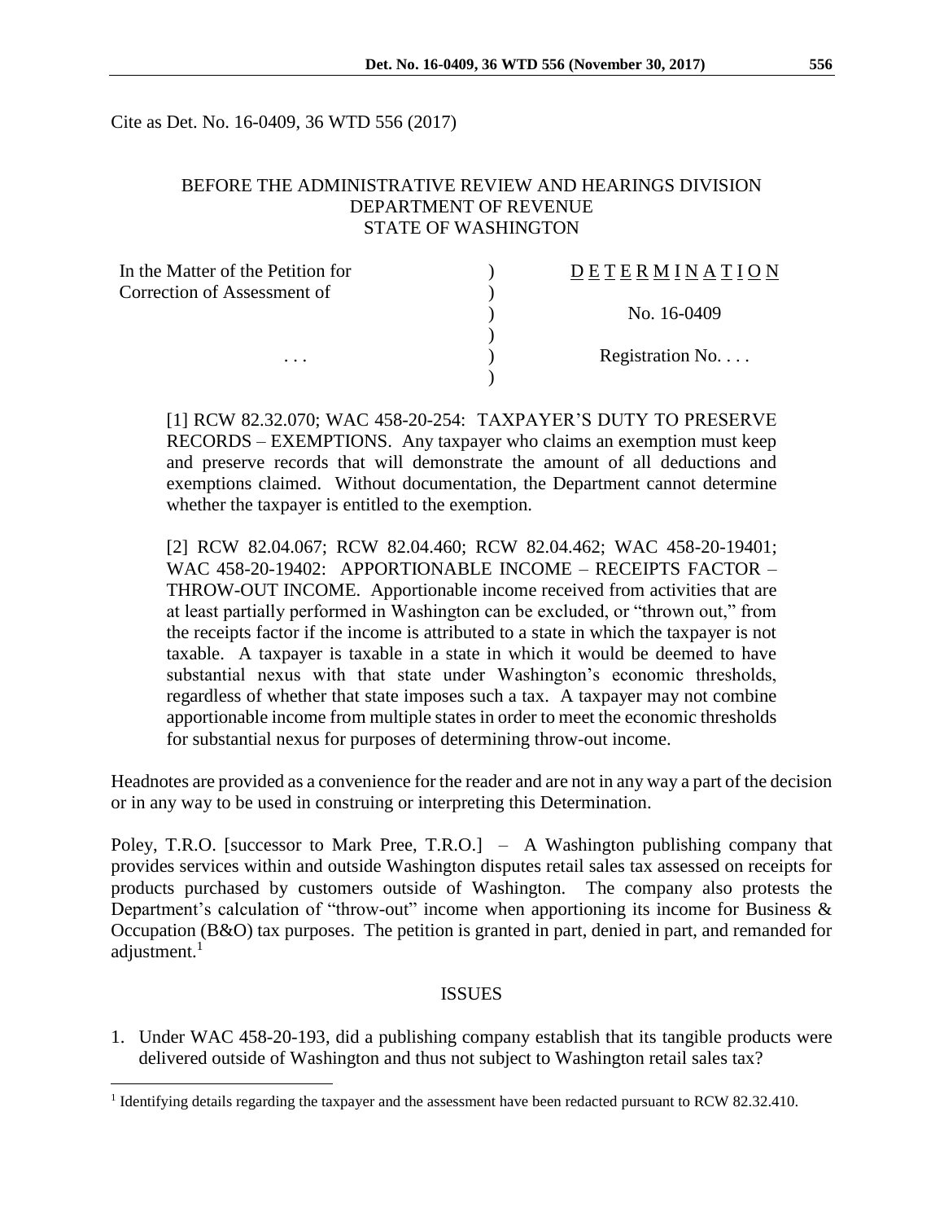Cite as Det. No. 16-0409, 36 WTD 556 (2017)

BEFORE THE ADMINISTRATIVE REVIEW AND HEARINGS DIVISION
DEPARTMENT OF REVENUE
STATE OF WASHINGTON

| | | |
|---|---|---|
| In the Matter of the Petition for Correction of Assessment of | ) | D E T E R M I N A T I O N |
| | ) | No. 16-0409 |
| . . . | ) | Registration No. . . . |

[1] RCW 82.32.070; WAC 458-20-254: TAXPAYER'S DUTY TO PRESERVE RECORDS – EXEMPTIONS. Any taxpayer who claims an exemption must keep and preserve records that will demonstrate the amount of all deductions and exemptions claimed. Without documentation, the Department cannot determine whether the taxpayer is entitled to the exemption.

[2] RCW 82.04.067; RCW 82.04.460; RCW 82.04.462; WAC 458-20-19401; WAC 458-20-19402: APPORTIONABLE INCOME – RECEIPTS FACTOR – THROW-OUT INCOME. Apportionable income received from activities that are at least partially performed in Washington can be excluded, or "thrown out," from the receipts factor if the income is attributed to a state in which the taxpayer is not taxable. A taxpayer is taxable in a state in which it would be deemed to have substantial nexus with that state under Washington's economic thresholds, regardless of whether that state imposes such a tax. A taxpayer may not combine apportionable income from multiple states in order to meet the economic thresholds for substantial nexus for purposes of determining throw-out income.

Headnotes are provided as a convenience for the reader and are not in any way a part of the decision or in any way to be used in construing or interpreting this Determination.

Poley, T.R.O. [successor to Mark Pree, T.R.O.] – A Washington publishing company that provides services within and outside Washington disputes retail sales tax assessed on receipts for products purchased by customers outside of Washington. The company also protests the Department's calculation of "throw-out" income when apportioning its income for Business & Occupation (B&O) tax purposes. The petition is granted in part, denied in part, and remanded for adjustment.[1]

## ISSUES

1. Under WAC 458-20-193, did a publishing company establish that its tangible products were delivered outside of Washington and thus not subject to Washington retail sales tax?

[1] Identifying details regarding the taxpayer and the assessment have been redacted pursuant to RCW 82.32.410.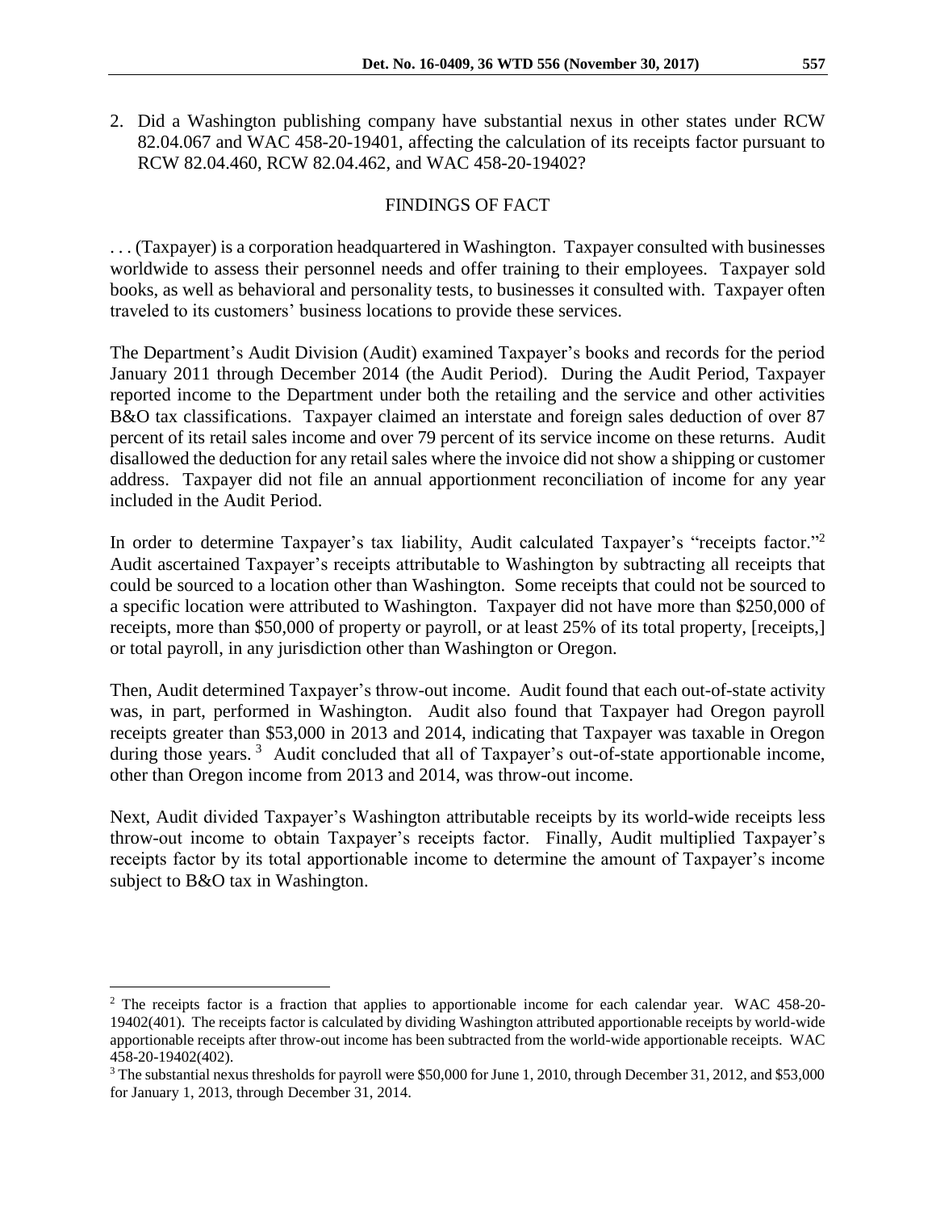2. Did a Washington publishing company have substantial nexus in other states under RCW 82.04.067 and WAC 458-20-19401, affecting the calculation of its receipts factor pursuant to RCW 82.04.460, RCW 82.04.462, and WAC 458-20-19402?

## FINDINGS OF FACT

. . . (Taxpayer) is a corporation headquartered in Washington. Taxpayer consulted with businesses worldwide to assess their personnel needs and offer training to their employees. Taxpayer sold books, as well as behavioral and personality tests, to businesses it consulted with. Taxpayer often traveled to its customers' business locations to provide these services.

The Department's Audit Division (Audit) examined Taxpayer's books and records for the period January 2011 through December 2014 (the Audit Period). During the Audit Period, Taxpayer reported income to the Department under both the retailing and the service and other activities B&O tax classifications. Taxpayer claimed an interstate and foreign sales deduction of over 87 percent of its retail sales income and over 79 percent of its service income on these returns. Audit disallowed the deduction for any retail sales where the invoice did not show a shipping or customer address. Taxpayer did not file an annual apportionment reconciliation of income for any year included in the Audit Period.

In order to determine Taxpayer's tax liability, Audit calculated Taxpayer's "receipts factor."[2] Audit ascertained Taxpayer's receipts attributable to Washington by subtracting all receipts that could be sourced to a location other than Washington. Some receipts that could not be sourced to a specific location were attributed to Washington. Taxpayer did not have more than $250,000 of receipts, more than $50,000 of property or payroll, or at least 25% of its total property, [receipts,] or total payroll, in any jurisdiction other than Washington or Oregon.

Then, Audit determined Taxpayer's throw-out income. Audit found that each out-of-state activity was, in part, performed in Washington. Audit also found that Taxpayer had Oregon payroll receipts greater than $53,000 in 2013 and 2014, indicating that Taxpayer was taxable in Oregon during those years.[3] Audit concluded that all of Taxpayer's out-of-state apportionable income, other than Oregon income from 2013 and 2014, was throw-out income.

Next, Audit divided Taxpayer's Washington attributable receipts by its world-wide receipts less throw-out income to obtain Taxpayer's receipts factor. Finally, Audit multiplied Taxpayer's receipts factor by its total apportionable income to determine the amount of Taxpayer's income subject to B&O tax in Washington.

---

[2] The receipts factor is a fraction that applies to apportionable income for each calendar year. WAC 458-20-19402(401). The receipts factor is calculated by dividing Washington attributed apportionable receipts by world-wide apportionable receipts after throw-out income has been subtracted from the world-wide apportionable receipts. WAC 458-20-19402(402).

[3] The substantial nexus thresholds for payroll were $50,000 for June 1, 2010, through December 31, 2012, and $53,000 for January 1, 2013, through December 31, 2014.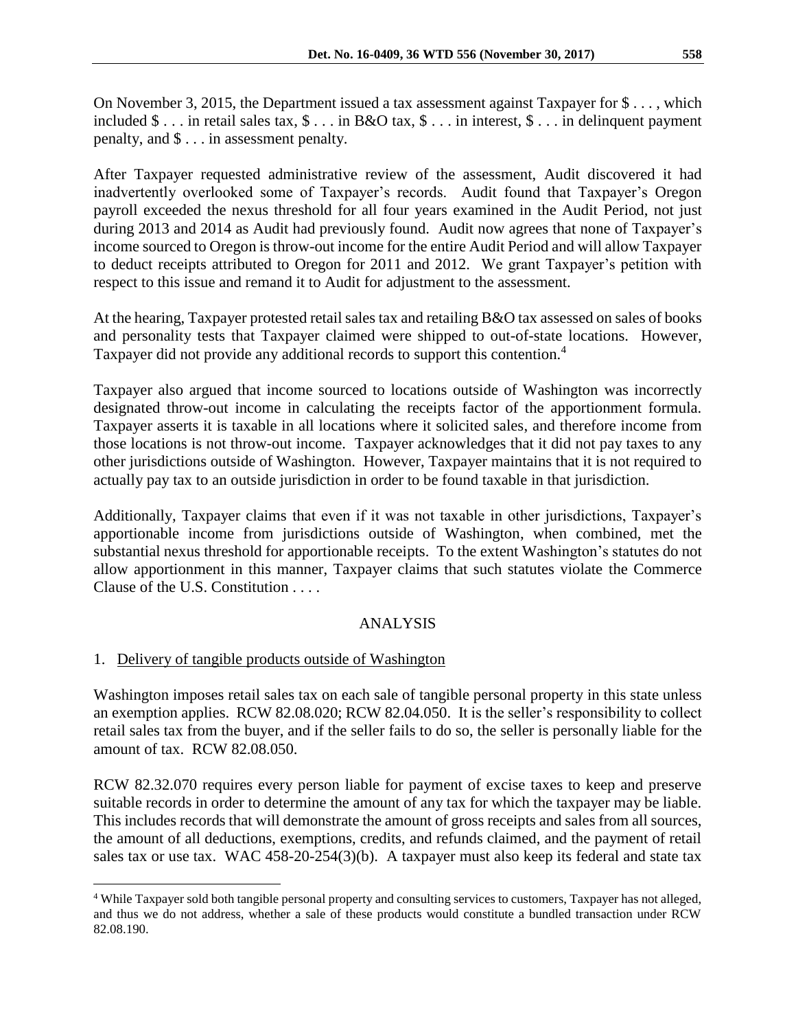On November 3, 2015, the Department issued a tax assessment against Taxpayer for $ . . . , which included $ . . . in retail sales tax, $ . . . in B&O tax, $ . . . in interest, $ . . . in delinquent payment penalty, and $ . . . in assessment penalty.

After Taxpayer requested administrative review of the assessment, Audit discovered it had inadvertently overlooked some of Taxpayer's records. Audit found that Taxpayer's Oregon payroll exceeded the nexus threshold for all four years examined in the Audit Period, not just during 2013 and 2014 as Audit had previously found. Audit now agrees that none of Taxpayer's income sourced to Oregon is throw-out income for the entire Audit Period and will allow Taxpayer to deduct receipts attributed to Oregon for 2011 and 2012. We grant Taxpayer's petition with respect to this issue and remand it to Audit for adjustment to the assessment.

At the hearing, Taxpayer protested retail sales tax and retailing B&O tax assessed on sales of books and personality tests that Taxpayer claimed were shipped to out-of-state locations. However, Taxpayer did not provide any additional records to support this contention.[4]

Taxpayer also argued that income sourced to locations outside of Washington was incorrectly designated throw-out income in calculating the receipts factor of the apportionment formula. Taxpayer asserts it is taxable in all locations where it solicited sales, and therefore income from those locations is not throw-out income. Taxpayer acknowledges that it did not pay taxes to any other jurisdictions outside of Washington. However, Taxpayer maintains that it is not required to actually pay tax to an outside jurisdiction in order to be found taxable in that jurisdiction.

Additionally, Taxpayer claims that even if it was not taxable in other jurisdictions, Taxpayer's apportionable income from jurisdictions outside of Washington, when combined, met the substantial nexus threshold for apportionable receipts. To the extent Washington's statutes do not allow apportionment in this manner, Taxpayer claims that such statutes violate the Commerce Clause of the U.S. Constitution . . . .

## ANALYSIS

### 1. Delivery of tangible products outside of Washington

Washington imposes retail sales tax on each sale of tangible personal property in this state unless an exemption applies. RCW 82.08.020; RCW 82.04.050. It is the seller's responsibility to collect retail sales tax from the buyer, and if the seller fails to do so, the seller is personally liable for the amount of tax. RCW 82.08.050.

RCW 82.32.070 requires every person liable for payment of excise taxes to keep and preserve suitable records in order to determine the amount of any tax for which the taxpayer may be liable. This includes records that will demonstrate the amount of gross receipts and sales from all sources, the amount of all deductions, exemptions, credits, and refunds claimed, and the payment of retail sales tax or use tax. WAC 458-20-254(3)(b). A taxpayer must also keep its federal and state tax

---

[4] While Taxpayer sold both tangible personal property and consulting services to customers, Taxpayer has not alleged, and thus we do not address, whether a sale of these products would constitute a bundled transaction under RCW 82.08.190.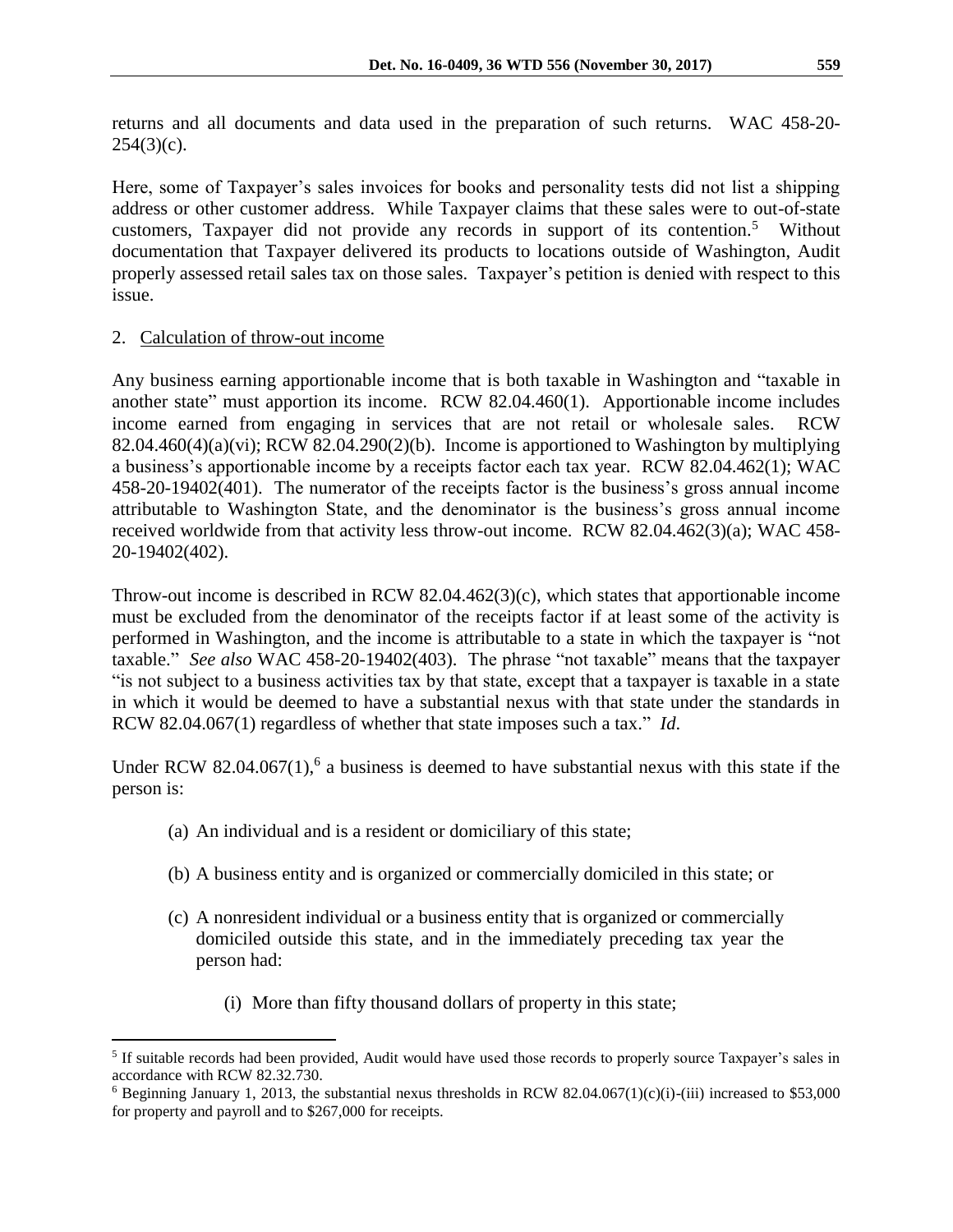returns and all documents and data used in the preparation of such returns. WAC 458-20-254(3)(c).

Here, some of Taxpayer's sales invoices for books and personality tests did not list a shipping address or other customer address. While Taxpayer claims that these sales were to out-of-state customers, Taxpayer did not provide any records in support of its contention.[5] Without documentation that Taxpayer delivered its products to locations outside of Washington, Audit properly assessed retail sales tax on those sales. Taxpayer's petition is denied with respect to this issue.

2. Calculation of throw-out income

Any business earning apportionable income that is both taxable in Washington and "taxable in another state" must apportion its income. RCW 82.04.460(1). Apportionable income includes income earned from engaging in services that are not retail or wholesale sales. RCW 82.04.460(4)(a)(vi); RCW 82.04.290(2)(b). Income is apportioned to Washington by multiplying a business's apportionable income by a receipts factor each tax year. RCW 82.04.462(1); WAC 458-20-19402(401). The numerator of the receipts factor is the business's gross annual income attributable to Washington State, and the denominator is the business's gross annual income received worldwide from that activity less throw-out income. RCW 82.04.462(3)(a); WAC 458-20-19402(402).

Throw-out income is described in RCW 82.04.462(3)(c), which states that apportionable income must be excluded from the denominator of the receipts factor if at least some of the activity is performed in Washington, and the income is attributable to a state in which the taxpayer is "not taxable." *See also* WAC 458-20-19402(403). The phrase "not taxable" means that the taxpayer "is not subject to a business activities tax by that state, except that a taxpayer is taxable in a state in which it would be deemed to have a substantial nexus with that state under the standards in RCW 82.04.067(1) regardless of whether that state imposes such a tax." *Id.*

Under RCW 82.04.067(1),[6] a business is deemed to have substantial nexus with this state if the person is:

> (a) An individual and is a resident or domiciliary of this state;
>
> (b) A business entity and is organized or commercially domiciled in this state; or
>
> (c) A nonresident individual or a business entity that is organized or commercially domiciled outside this state, and in the immediately preceding tax year the person had:
>
> > (i) More than fifty thousand dollars of property in this state;

---

[5] If suitable records had been provided, Audit would have used those records to properly source Taxpayer's sales in accordance with RCW 82.32.730.

[6] Beginning January 1, 2013, the substantial nexus thresholds in RCW 82.04.067(1)(c)(i)-(iii) increased to $53,000 for property and payroll and to $267,000 for receipts.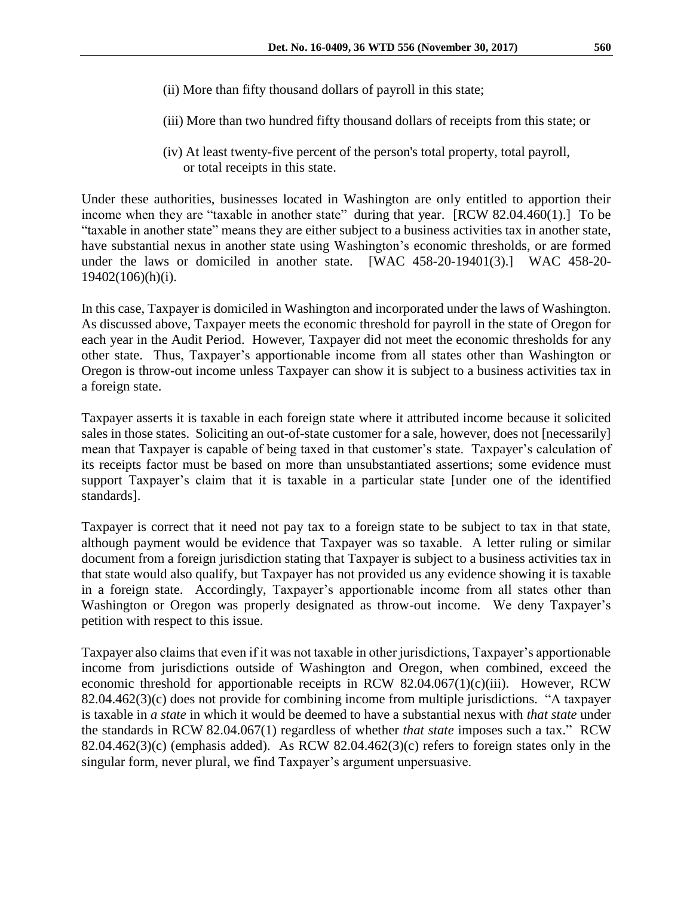(ii) More than fifty thousand dollars of payroll in this state;

(iii) More than two hundred fifty thousand dollars of receipts from this state; or

(iv) At least twenty-five percent of the person's total property, total payroll, or total receipts in this state.

Under these authorities, businesses located in Washington are only entitled to apportion their income when they are "taxable in another state" during that year. [RCW 82.04.460(1).] To be "taxable in another state" means they are either subject to a business activities tax in another state, have substantial nexus in another state using Washington's economic thresholds, or are formed under the laws or domiciled in another state. [WAC 458-20-19401(3).] WAC 458-20-19402(106)(h)(i).

In this case, Taxpayer is domiciled in Washington and incorporated under the laws of Washington. As discussed above, Taxpayer meets the economic threshold for payroll in the state of Oregon for each year in the Audit Period. However, Taxpayer did not meet the economic thresholds for any other state. Thus, Taxpayer's apportionable income from all states other than Washington or Oregon is throw-out income unless Taxpayer can show it is subject to a business activities tax in a foreign state.

Taxpayer asserts it is taxable in each foreign state where it attributed income because it solicited sales in those states. Soliciting an out-of-state customer for a sale, however, does not [necessarily] mean that Taxpayer is capable of being taxed in that customer's state. Taxpayer's calculation of its receipts factor must be based on more than unsubstantiated assertions; some evidence must support Taxpayer's claim that it is taxable in a particular state [under one of the identified standards].

Taxpayer is correct that it need not pay tax to a foreign state to be subject to tax in that state, although payment would be evidence that Taxpayer was so taxable. A letter ruling or similar document from a foreign jurisdiction stating that Taxpayer is subject to a business activities tax in that state would also qualify, but Taxpayer has not provided us any evidence showing it is taxable in a foreign state. Accordingly, Taxpayer's apportionable income from all states other than Washington or Oregon was properly designated as throw-out income. We deny Taxpayer's petition with respect to this issue.

Taxpayer also claims that even if it was not taxable in other jurisdictions, Taxpayer's apportionable income from jurisdictions outside of Washington and Oregon, when combined, exceed the economic threshold for apportionable receipts in RCW 82.04.067(1)(c)(iii). However, RCW 82.04.462(3)(c) does not provide for combining income from multiple jurisdictions. "A taxpayer is taxable in *a state* in which it would be deemed to have a substantial nexus with *that state* under the standards in RCW 82.04.067(1) regardless of whether *that state* imposes such a tax." RCW 82.04.462(3)(c) (emphasis added). As RCW 82.04.462(3)(c) refers to foreign states only in the singular form, never plural, we find Taxpayer's argument unpersuasive.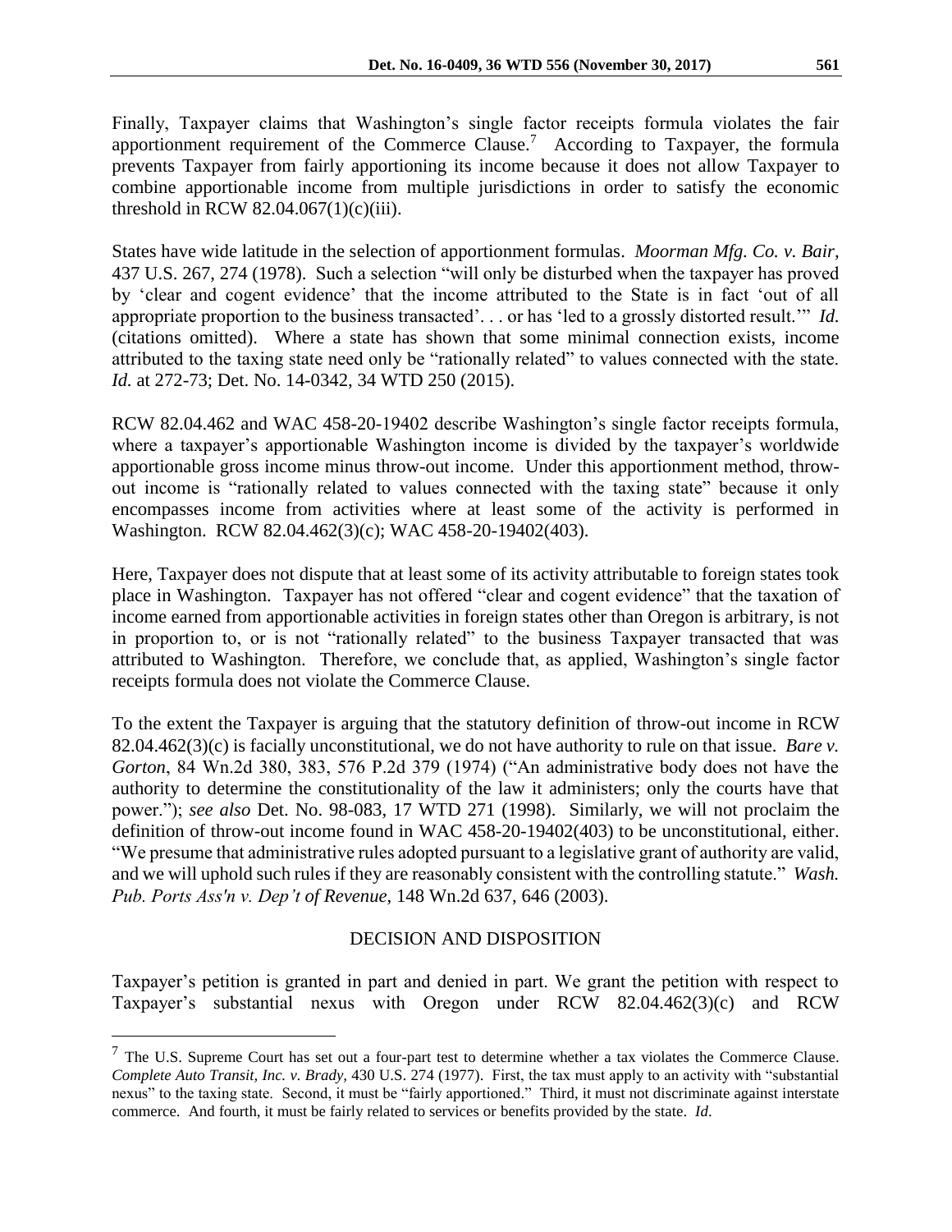Finally, Taxpayer claims that Washington's single factor receipts formula violates the fair apportionment requirement of the Commerce Clause.[7] According to Taxpayer, the formula prevents Taxpayer from fairly apportioning its income because it does not allow Taxpayer to combine apportionable income from multiple jurisdictions in order to satisfy the economic threshold in RCW 82.04.067(1)(c)(iii).

States have wide latitude in the selection of apportionment formulas. *Moorman Mfg. Co. v. Bair*, 437 U.S. 267, 274 (1978). Such a selection "will only be disturbed when the taxpayer has proved by 'clear and cogent evidence' that the income attributed to the State is in fact 'out of all appropriate proportion to the business transacted'. . . or has 'led to a grossly distorted result.'" *Id.* (citations omitted). Where a state has shown that some minimal connection exists, income attributed to the taxing state need only be "rationally related" to values connected with the state. *Id.* at 272-73; Det. No. 14-0342, 34 WTD 250 (2015).

RCW 82.04.462 and WAC 458-20-19402 describe Washington's single factor receipts formula, where a taxpayer's apportionable Washington income is divided by the taxpayer's worldwide apportionable gross income minus throw-out income. Under this apportionment method, throw-out income is "rationally related to values connected with the taxing state" because it only encompasses income from activities where at least some of the activity is performed in Washington. RCW 82.04.462(3)(c); WAC 458-20-19402(403).

Here, Taxpayer does not dispute that at least some of its activity attributable to foreign states took place in Washington. Taxpayer has not offered "clear and cogent evidence" that the taxation of income earned from apportionable activities in foreign states other than Oregon is arbitrary, is not in proportion to, or is not "rationally related" to the business Taxpayer transacted that was attributed to Washington. Therefore, we conclude that, as applied, Washington's single factor receipts formula does not violate the Commerce Clause.

To the extent the Taxpayer is arguing that the statutory definition of throw-out income in RCW 82.04.462(3)(c) is facially unconstitutional, we do not have authority to rule on that issue. *Bare v. Gorton*, 84 Wn.2d 380, 383, 576 P.2d 379 (1974) ("An administrative body does not have the authority to determine the constitutionality of the law it administers; only the courts have that power."); *see also* Det. No. 98-083, 17 WTD 271 (1998). Similarly, we will not proclaim the definition of throw-out income found in WAC 458-20-19402(403) to be unconstitutional, either. "We presume that administrative rules adopted pursuant to a legislative grant of authority are valid, and we will uphold such rules if they are reasonably consistent with the controlling statute." *Wash. Pub. Ports Ass'n v. Dep't of Revenue*, 148 Wn.2d 637, 646 (2003).

## DECISION AND DISPOSITION

Taxpayer's petition is granted in part and denied in part. We grant the petition with respect to Taxpayer's substantial nexus with Oregon under RCW 82.04.462(3)(c) and RCW

---

[7] The U.S. Supreme Court has set out a four-part test to determine whether a tax violates the Commerce Clause. *Complete Auto Transit, Inc. v. Brady*, 430 U.S. 274 (1977). First, the tax must apply to an activity with "substantial nexus" to the taxing state. Second, it must be "fairly apportioned." Third, it must not discriminate against interstate commerce. And fourth, it must be fairly related to services or benefits provided by the state. *Id*.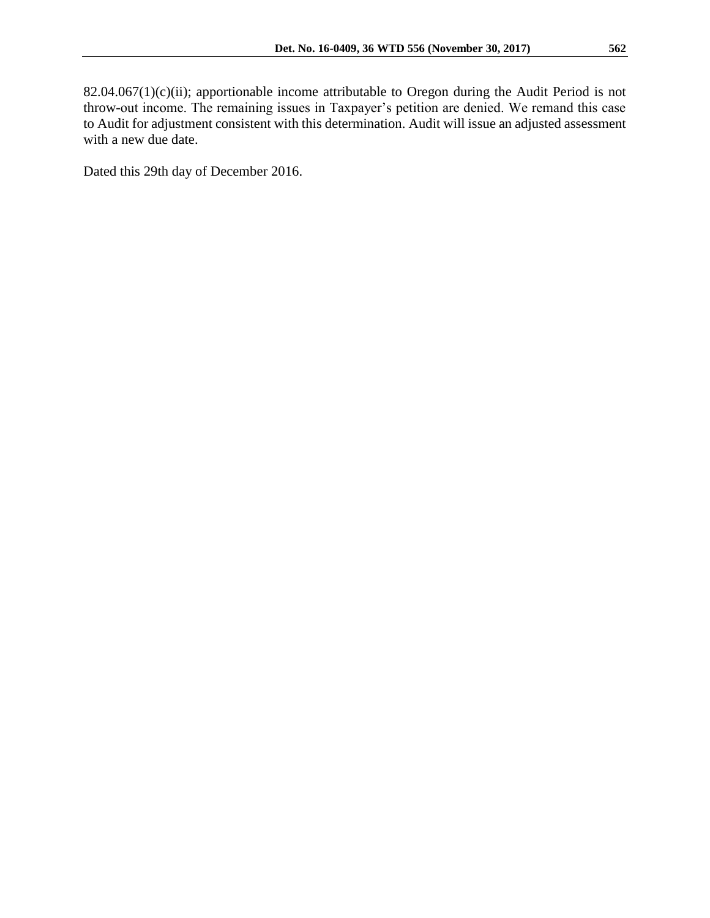82.04.067(1)(c)(ii); apportionable income attributable to Oregon during the Audit Period is not throw-out income. The remaining issues in Taxpayer's petition are denied. We remand this case to Audit for adjustment consistent with this determination. Audit will issue an adjusted assessment with a new due date.

Dated this 29th day of December 2016.